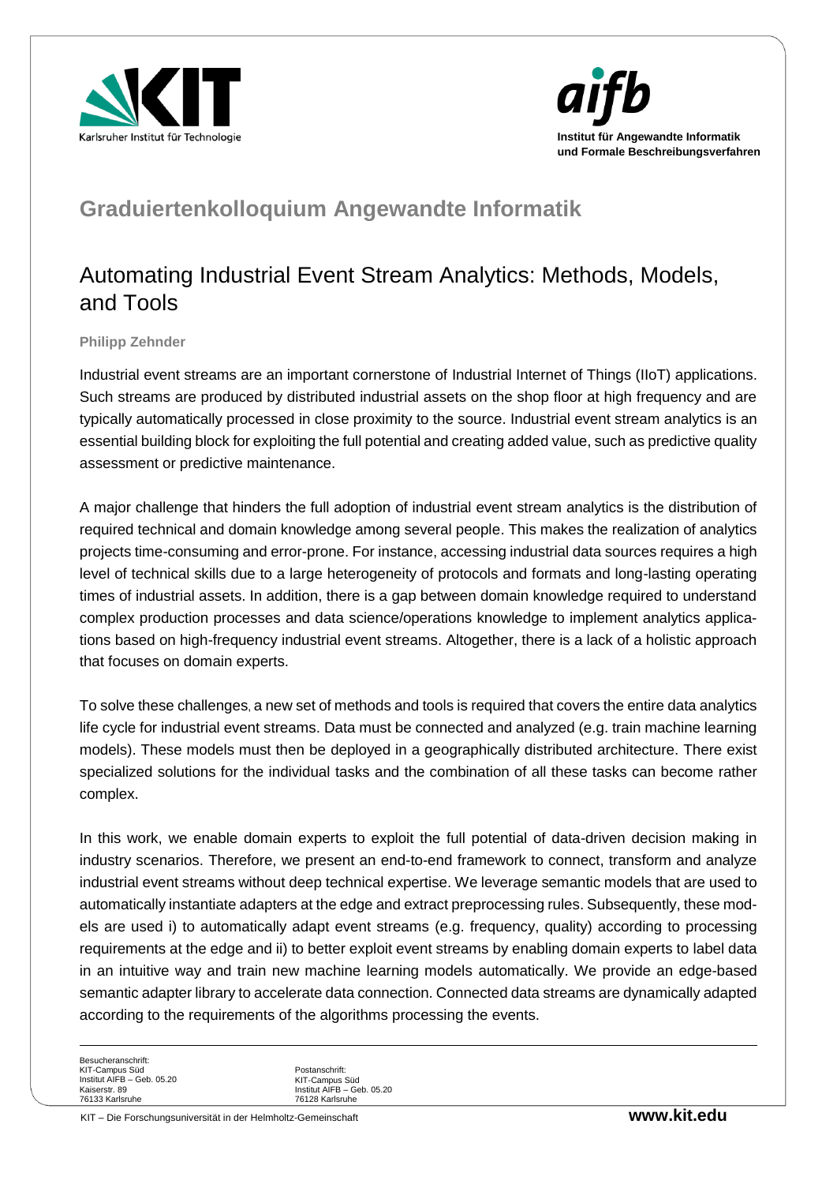# Graduiertenkolloquium Angewandte Informatik

## Automating Industrial Event Stream Analytics: Methods, Models, and Tools

**Philipp Zehnder**

Industrial event streams are an important cornerstone of Industrial Internet of Things (IIoT) applications. Such streams are produced by distributed industrial assets on the shop floor at high frequency and are typically automatically processed in close proximity to the source. Industrial event stream analytics is an essential building block for exploiting the full potential and creating added value, such as predictive quality assessment or predictive maintenance.

A major challenge that hinders the full adoption of industrial event stream analytics is the distribution of required technical and domain knowledge among several people. This makes the realization of analytics projects time-consuming and error-prone. For instance, accessing industrial data sources requires a high level of technical skills due to a large heterogeneity of protocols and formats and long-lasting operating times of industrial assets. In addition, there is a gap between domain knowledge required to understand complex production processes and data science/operations knowledge to implement analytics applications based on high-frequency industrial event streams. Altogether, there is a lack of a holistic approach that focuses on domain experts.

To solve these challenges, a new set of methods and tools is required that covers the entire data analytics life cycle for industrial event streams. Data must be connected and analyzed (e.g. train machine learning models). These models must then be deployed in a geographically distributed architecture. There exist specialized solutions for the individual tasks and the combination of all these tasks can become rather complex.

In this work, we enable domain experts to exploit the full potential of data-driven decision making in industry scenarios. Therefore, we present an end-to-end framework to connect, transform and analyze industrial event streams without deep technical expertise. We leverage semantic models that are used to automatically instantiate adapters at the edge and extract preprocessing rules. Subsequently, these models are used i) to automatically adapt event streams (e.g. frequency, quality) according to processing requirements at the edge and ii) to better exploit event streams by enabling domain experts to label data in an intuitive way and train new machine learning models automatically. We provide an edge-based semantic adapter library to accelerate data connection. Connected data streams are dynamically adapted according to the requirements of the algorithms processing the events.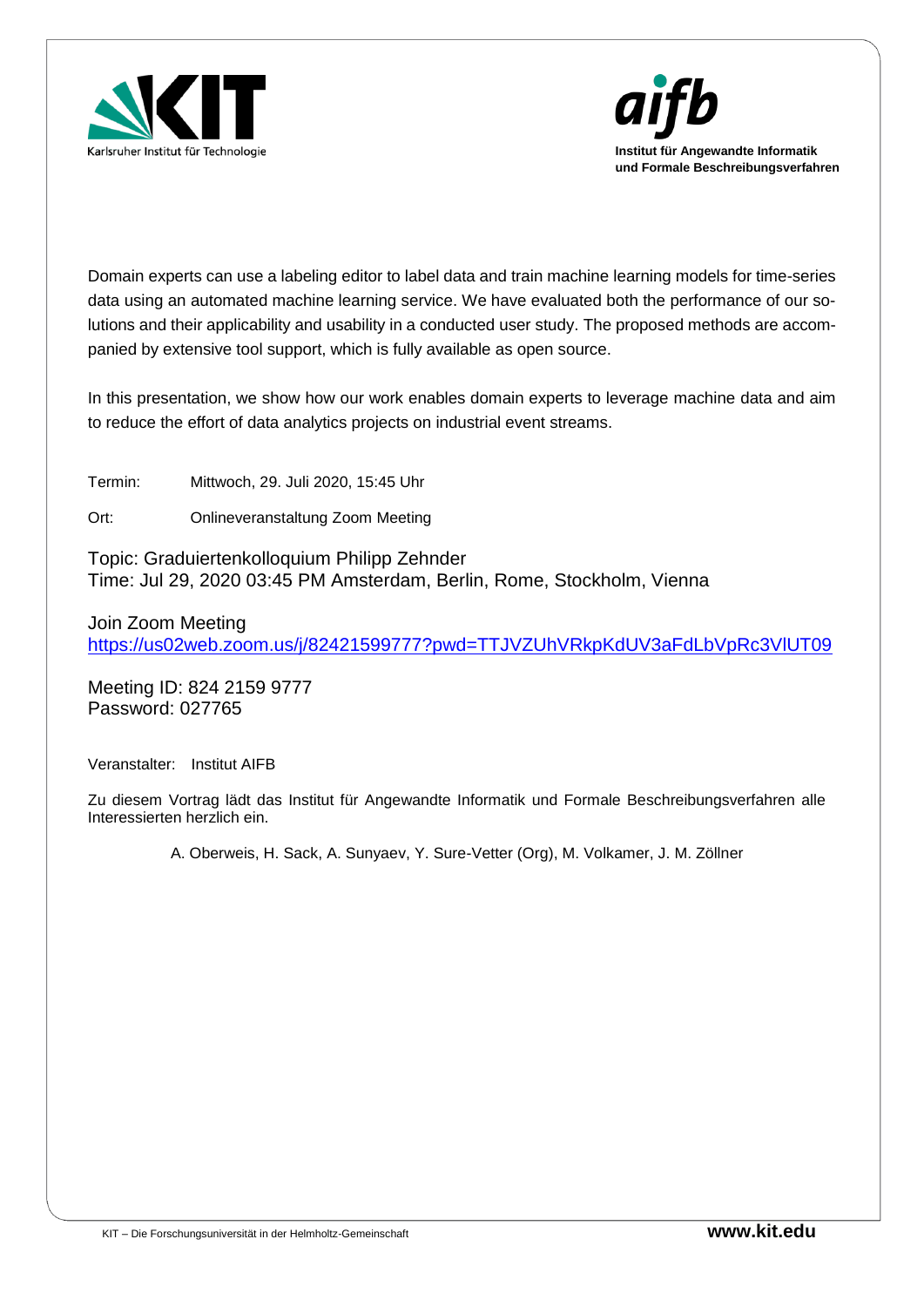Domain experts can use a labeling editor to label data and train machine learning models for time-series data using an automated machine learning service. We have evaluated both the performance of our solutions and their applicability and usability in a conducted user study. The proposed methods are accompanied by extensive tool support, which is fully available as open source.

In this presentation, we show how our work enables domain experts to leverage machine data and aim to reduce the effort of data analytics projects on industrial event streams.

Termin: Mittwoch, 29. Juli 2020, 15:45 Uhr

Ort: Onlineveranstaltung Zoom Meeting

Topic: Graduiertenkolloquium Philipp Zehnder
Time: Jul 29, 2020 03:45 PM Amsterdam, Berlin, Rome, Stockholm, Vienna

Join Zoom Meeting
https://us02web.zoom.us/j/82421599777?pwd=TTJVZUhVRkpKdUV3aFdLbVpRc3VlUT09

Meeting ID: 824 2159 9777
Password: 027765

Veranstalter: Institut AIFB

Zu diesem Vortrag lädt das Institut für Angewandte Informatik und Formale Beschreibungsverfahren alle Interessierten herzlich ein.

A. Oberweis, H. Sack, A. Sunyaev, Y. Sure-Vetter (Org), M. Volkamer, J. M. Zöllner